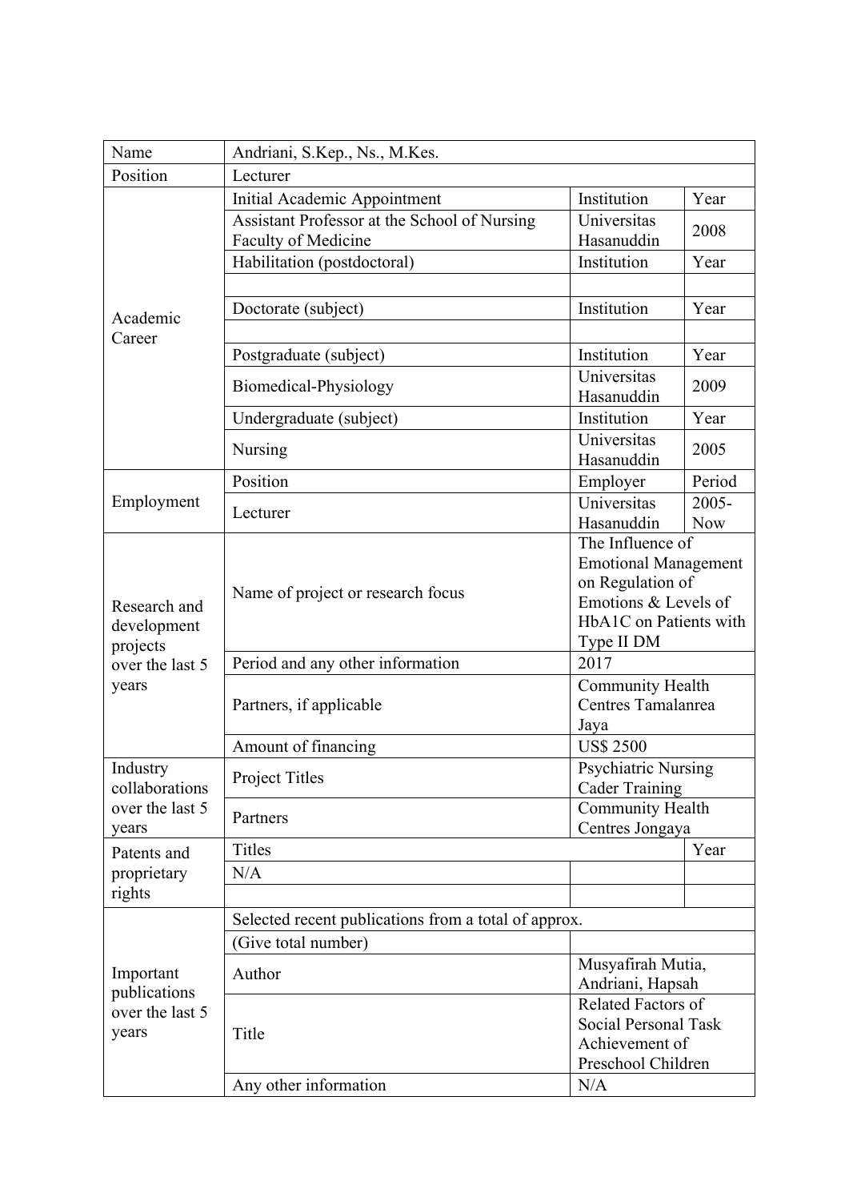| Name | Andriani, S.Kep., Ns., M.Kes. | | |
|---|---|---|---|
| Position | Lecturer | | |
| Academic Career | Initial Academic Appointment | Institution | Year |
| | Assistant Professor at the School of Nursing Faculty of Medicine | Universitas Hasanuddin | 2008 |
| | Habilitation (postdoctoral) | Institution | Year |
| | | | |
| | Doctorate (subject) | Institution | Year |
| | | | |
| | Postgraduate (subject) | Institution | Year |
| | Biomedical-Physiology | Universitas Hasanuddin | 2009 |
| | Undergraduate (subject) | Institution | Year |
| | Nursing | Universitas Hasanuddin | 2005 |
| Employment | Position | Employer | Period |
| | Lecturer | Universitas Hasanuddin | 2005-Now |
| Research and development projects over the last 5 years | Name of project or research focus | The Influence of Emotional Management on Regulation of Emotions & Levels of HbA1C on Patients with Type II DM | |
| | Period and any other information | 2017 | |
| | Partners, if applicable | Community Health Centres Tamalanrea Jaya | |
| | Amount of financing | US$ 2500 | |
| Industry collaborations over the last 5 years | Project Titles | Psychiatric Nursing Cader Training | |
| | Partners | Community Health Centres Jongaya | |
| Patents and proprietary rights | Titles | | Year |
| | N/A | | |
| | | | |
| Important publications over the last 5 years | Selected recent publications from a total of approx. | | |
| | (Give total number) | | |
| | Author | Musyafirah Mutia, Andriani, Hapsah | |
| | Title | Related Factors of Social Personal Task Achievement of Preschool Children | |
| | Any other information | N/A | |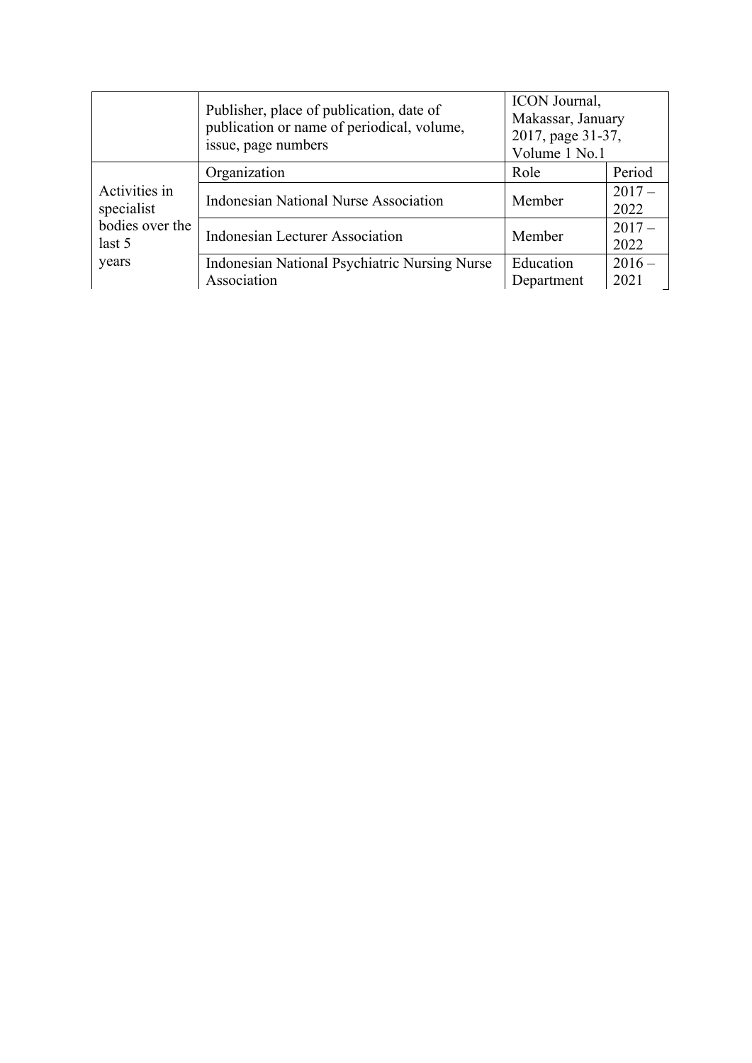| | | | |
|---|---|---|---|
| | Publisher, place of publication, date of publication or name of periodical, volume, issue, page numbers | ICON Journal, Makassar, January 2017, page 31-37, Volume 1 No.1 | |
| Activities in specialist bodies over the last 5 years | Organization | Role | Period |
| | Indonesian National Nurse Association | Member | 2017 – 2022 |
| | Indonesian Lecturer Association | Member | 2017 – 2022 |
| | Indonesian National Psychiatric Nursing Nurse Association | Education Department | 2016 – 2021 |